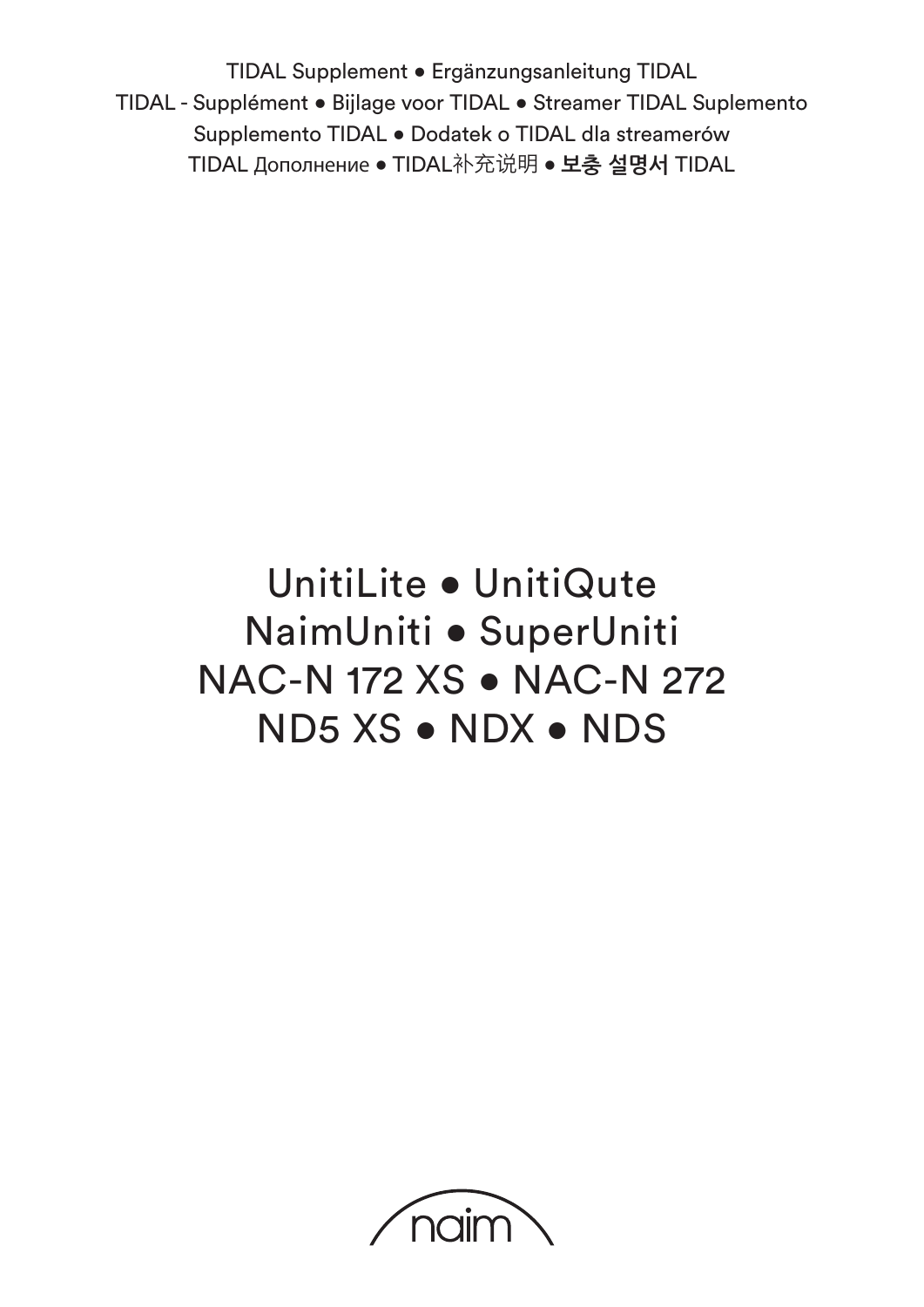TIDAL Supplement • Ergänzungsanleitung TIDAL
TIDAL - Supplément • Bijlage voor TIDAL • Streamer TIDAL Suplemento
Supplemento TIDAL • Dodatek o TIDAL dla streamerów
TIDAL Дополнение • TIDAL补充说明 • **보충 설명서** TIDAL

# UnitiLite • UnitiQute
# NaimUniti • SuperUniti
# NAC-N 172 XS • NAC-N 272
# ND5 XS • NDX • NDS

naim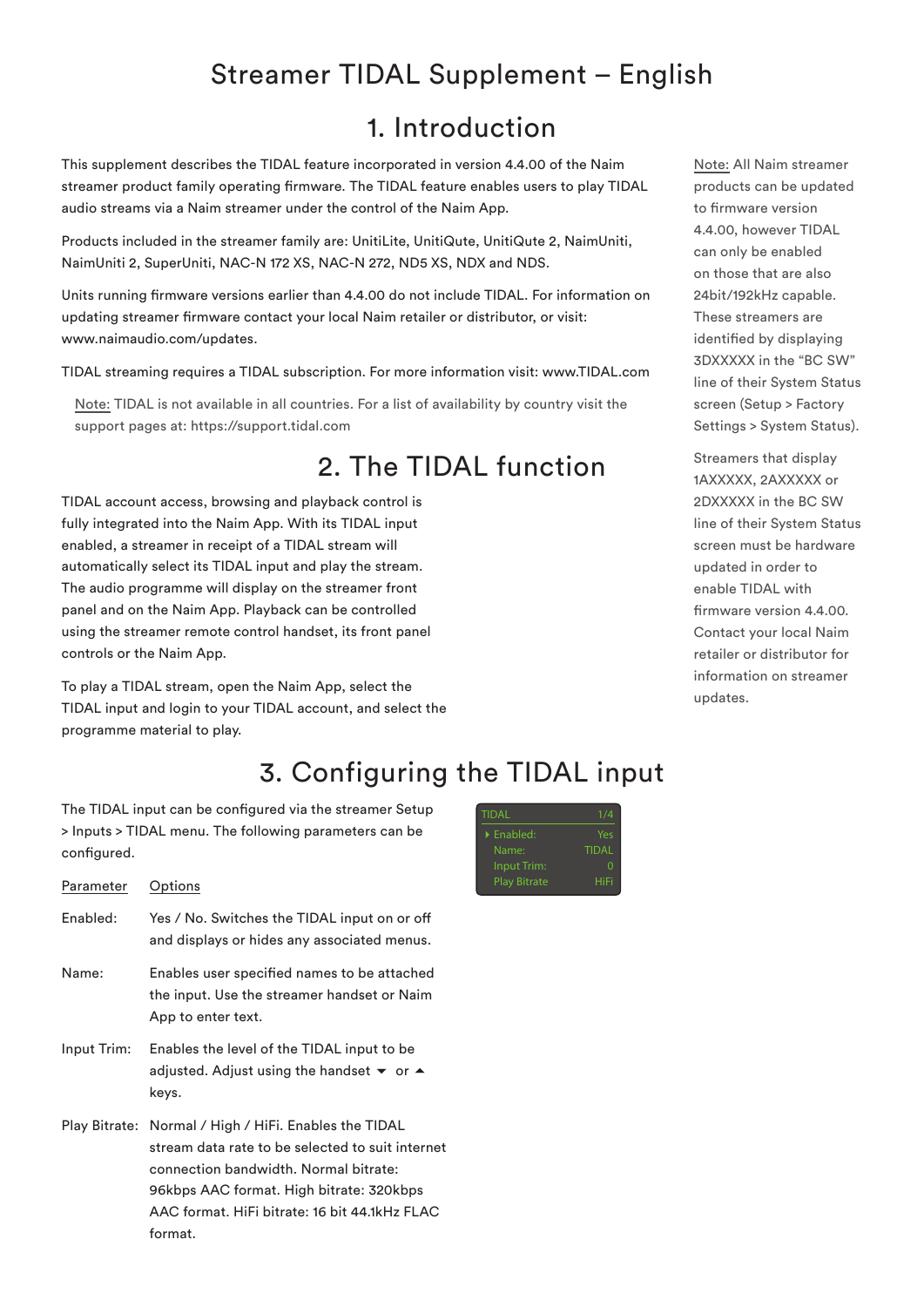# Streamer TIDAL Supplement – English

## 1. Introduction

This supplement describes the TIDAL feature incorporated in version 4.4.00 of the Naim streamer product family operating firmware. The TIDAL feature enables users to play TIDAL audio streams via a Naim streamer under the control of the Naim App.

Products included in the streamer family are: UnitiLite, UnitiQute, UnitiQute 2, NaimUniti, NaimUniti 2, SuperUniti, NAC-N 172 XS, NAC-N 272, ND5 XS, NDX and NDS.

Units running firmware versions earlier than 4.4.00 do not include TIDAL. For information on updating streamer firmware contact your local Naim retailer or distributor, or visit: www.naimaudio.com/updates.

TIDAL streaming requires a TIDAL subscription. For more information visit: www.TIDAL.com

Note: TIDAL is not available in all countries. For a list of availability by country visit the support pages at: https://support.tidal.com

Note: All Naim streamer products can be updated to firmware version 4.4.00, however TIDAL can only be enabled on those that are also 24bit/192kHz capable. These streamers are identified by displaying 3DXXXXX in the "BC SW" line of their System Status screen (Setup > Factory Settings > System Status).

Streamers that display 1AXXXXX, 2AXXXXX or 2DXXXXX in the BC SW line of their System Status screen must be hardware updated in order to enable TIDAL with firmware version 4.4.00. Contact your local Naim retailer or distributor for information on streamer updates.

## 2. The TIDAL function

TIDAL account access, browsing and playback control is fully integrated into the Naim App. With its TIDAL input enabled, a streamer in receipt of a TIDAL stream will automatically select its TIDAL input and play the stream. The audio programme will display on the streamer front panel and on the Naim App. Playback can be controlled using the streamer remote control handset, its front panel controls or the Naim App.

To play a TIDAL stream, open the Naim App, select the TIDAL input and login to your TIDAL account, and select the programme material to play.

## 3. Configuring the TIDAL input

The TIDAL input can be configured via the streamer Setup > Inputs > TIDAL menu. The following parameters can be configured.

| TIDAL | 1/4 |
|---|---|
| ▸ Enabled: | Yes |
| Name: | TIDAL |
| Input Trim: | 0 |
| Play Bitrate | HiFi |

| Parameter | Options |
|---|---|
| Enabled: | Yes / No. Switches the TIDAL input on or off and displays or hides any associated menus. |
| Name: | Enables user specified names to be attached the input. Use the streamer handset or Naim App to enter text. |
| Input Trim: | Enables the level of the TIDAL input to be adjusted. Adjust using the handset ▼ or ▲ keys. |
| Play Bitrate: | Normal / High / HiFi. Enables the TIDAL stream data rate to be selected to suit internet connection bandwidth. Normal bitrate: 96kbps AAC format. High bitrate: 320kbps AAC format. HiFi bitrate: 16 bit 44.1kHz FLAC format. |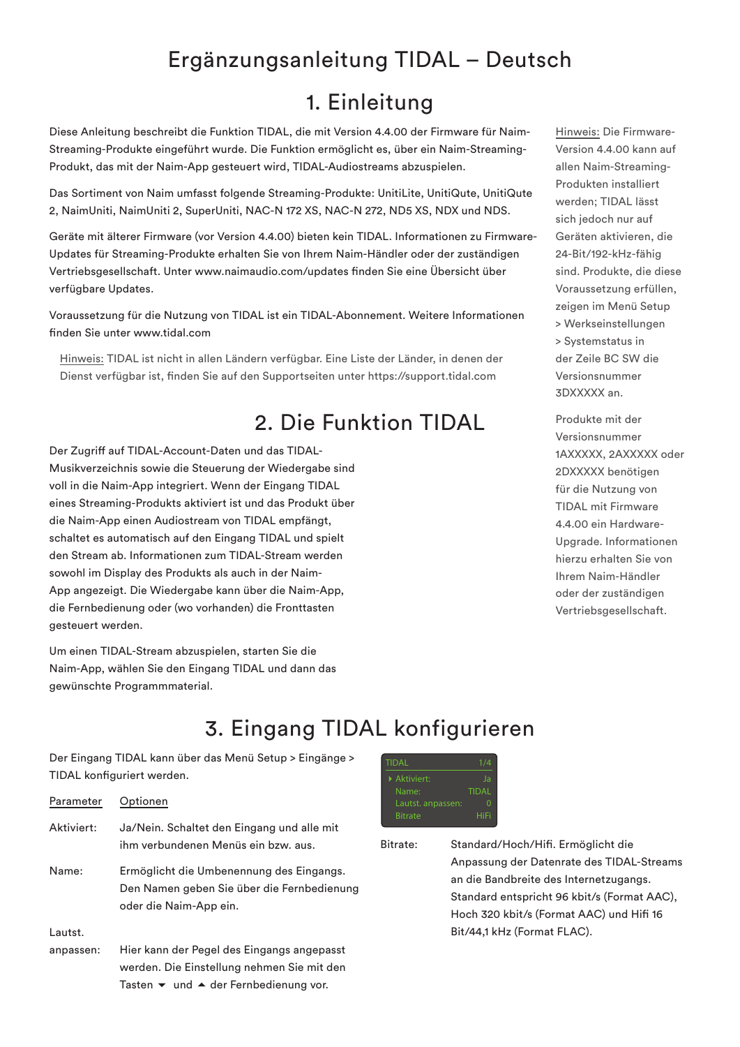# Ergänzungsanleitung TIDAL – Deutsch

## 1. Einleitung

Diese Anleitung beschreibt die Funktion TIDAL, die mit Version 4.4.00 der Firmware für Naim-Streaming-Produkte eingeführt wurde. Die Funktion ermöglicht es, über ein Naim-Streaming-Produkt, das mit der Naim-App gesteuert wird, TIDAL-Audiostreams abzuspielen.

Das Sortiment von Naim umfasst folgende Streaming-Produkte: UnitiLite, UnitiQute, UnitiQute 2, NaimUniti, NaimUniti 2, SuperUniti, NAC-N 172 XS, NAC-N 272, ND5 XS, NDX und NDS.

Geräte mit älterer Firmware (vor Version 4.4.00) bieten kein TIDAL. Informationen zu Firmware-Updates für Streaming-Produkte erhalten Sie von Ihrem Naim-Händler oder der zuständigen Vertriebsgesellschaft. Unter www.naimaudio.com/updates finden Sie eine Übersicht über verfügbare Updates.

Voraussetzung für die Nutzung von TIDAL ist ein TIDAL-Abonnement. Weitere Informationen finden Sie unter www.tidal.com

Hinweis: TIDAL ist nicht in allen Ländern verfügbar. Eine Liste der Länder, in denen der Dienst verfügbar ist, finden Sie auf den Supportseiten unter https://support.tidal.com

Hinweis: Die Firmware-Version 4.4.00 kann auf allen Naim-Streaming-Produkten installiert werden; TIDAL lässt sich jedoch nur auf Geräten aktivieren, die 24-Bit/192-kHz-fähig sind. Produkte, die diese Voraussetzung erfüllen, zeigen im Menü Setup > Werkseinstellungen > Systemstatus in der Zeile BC SW die Versionsnummer 3DXXXXX an.

Produkte mit der Versionsnummer 1AXXXXX, 2AXXXXX oder 2DXXXXX benötigen für die Nutzung von TIDAL mit Firmware 4.4.00 ein Hardware-Upgrade. Informationen hierzu erhalten Sie von Ihrem Naim-Händler oder der zuständigen Vertriebsgesellschaft.

## 2. Die Funktion TIDAL

Der Zugriff auf TIDAL-Account-Daten und das TIDAL-Musikverzeichnis sowie die Steuerung der Wiedergabe sind voll in die Naim-App integriert. Wenn der Eingang TIDAL eines Streaming-Produkts aktiviert ist und das Produkt über die Naim-App einen Audiostream von TIDAL empfängt, schaltet es automatisch auf den Eingang TIDAL und spielt den Stream ab. Informationen zum TIDAL-Stream werden sowohl im Display des Produkts als auch in der Naim-App angezeigt. Die Wiedergabe kann über die Naim-App, die Fernbedienung oder (wo vorhanden) die Fronttasten gesteuert werden.

Um einen TIDAL-Stream abzuspielen, starten Sie die Naim-App, wählen Sie den Eingang TIDAL und dann das gewünschte Programmmaterial.

## 3. Eingang TIDAL konfigurieren

Der Eingang TIDAL kann über das Menü Setup > Eingänge > TIDAL konfiguriert werden.

```
TIDAL                  1/4
▸ Aktiviert:            Ja
  Name:              TIDAL
  Lautst. anpassen:      0
  Bitrate             HiFi
```

| Parameter | Optionen |
|---|---|
| Aktiviert: | Ja/Nein. Schaltet den Eingang und alle mit ihm verbundenen Menüs ein bzw. aus. |
| Name: | Ermöglicht die Umbenennung des Eingangs. Den Namen geben Sie über die Fernbedienung oder die Naim-App ein. |
| Lautst. anpassen: | Hier kann der Pegel des Eingangs angepasst werden. Die Einstellung nehmen Sie mit den Tasten ▼ und ▲ der Fernbedienung vor. |
| Bitrate: | Standard/Hoch/Hifi. Ermöglicht die Anpassung der Datenrate des TIDAL-Streams an die Bandbreite des Internetzugangs. Standard entspricht 96 kbit/s (Format AAC), Hoch 320 kbit/s (Format AAC) und Hifi 16 Bit/44,1 kHz (Format FLAC). |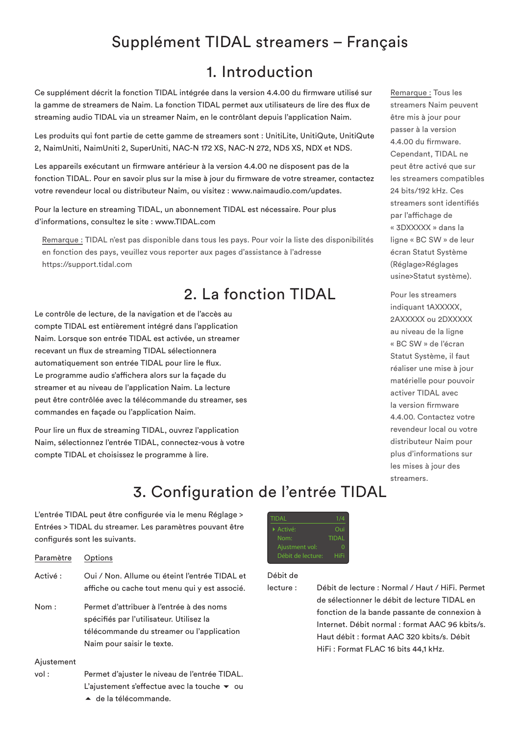# Supplément TIDAL streamers – Français

## 1. Introduction

Ce supplément décrit la fonction TIDAL intégrée dans la version 4.4.00 du firmware utilisé sur la gamme de streamers de Naim. La fonction TIDAL permet aux utilisateurs de lire des flux de streaming audio TIDAL via un streamer Naim, en le contrôlant depuis l'application Naim.

Les produits qui font partie de cette gamme de streamers sont : UnitiLite, UnitiQute, UnitiQute 2, NaimUniti, NaimUniti 2, SuperUniti, NAC-N 172 XS, NAC-N 272, ND5 XS, NDX et NDS.

Les appareils exécutant un firmware antérieur à la version 4.4.00 ne disposent pas de la fonction TIDAL. Pour en savoir plus sur la mise à jour du firmware de votre streamer, contactez votre revendeur local ou distributeur Naim, ou visitez : www.naimaudio.com/updates.

Pour la lecture en streaming TIDAL, un abonnement TIDAL est nécessaire. Pour plus d'informations, consultez le site : www.TIDAL.com

Remarque : TIDAL n'est pas disponible dans tous les pays. Pour voir la liste des disponibilités en fonction des pays, veuillez vous reporter aux pages d'assistance à l'adresse https://support.tidal.com

Remarque : Tous les streamers Naim peuvent être mis à jour pour passer à la version 4.4.00 du firmware. Cependant, TIDAL ne peut être activé que sur les streamers compatibles 24 bits/192 kHz. Ces streamers sont identifiés par l'affichage de « 3DXXXXX » dans la ligne « BC SW » de leur écran Statut Système (Réglage>Réglages usine>Statut système).

Pour les streamers indiquant 1AXXXXX, 2AXXXXX ou 2DXXXXX au niveau de la ligne « BC SW » de l'écran Statut Système, il faut réaliser une mise à jour matérielle pour pouvoir activer TIDAL avec la version firmware 4.4.00. Contactez votre revendeur local ou votre distributeur Naim pour plus d'informations sur les mises à jour des streamers.

## 2. La fonction TIDAL

Le contrôle de lecture, de la navigation et de l'accès au compte TIDAL est entièrement intégré dans l'application Naim. Lorsque son entrée TIDAL est activée, un streamer recevant un flux de streaming TIDAL sélectionnera automatiquement son entrée TIDAL pour lire le flux. Le programme audio s'affichera alors sur la façade du streamer et au niveau de l'application Naim. La lecture peut être contrôlée avec la télécommande du streamer, ses commandes en façade ou l'application Naim.

Pour lire un flux de streaming TIDAL, ouvrez l'application Naim, sélectionnez l'entrée TIDAL, connectez-vous à votre compte TIDAL et choisissez le programme à lire.

## 3. Configuration de l'entrée TIDAL

L'entrée TIDAL peut être configurée via le menu Réglage > Entrées > TIDAL du streamer. Les paramètres pouvant être configurés sont les suivants.

| TIDAL | 1/4 |
|---|---|
| ▸ Activé: | Oui |
| Nom: | TIDAL |
| Ajustment vol: | 0 |
| Débit de lecture: | HiFi |

| Paramètre | Options |
|---|---|
| Activé : | Oui / Non. Allume ou éteint l'entrée TIDAL et affiche ou cache tout menu qui y est associé. |
| Nom : | Permet d'attribuer à l'entrée à des noms spécifiés par l'utilisateur. Utilisez la télécommande du streamer ou l'application Naim pour saisir le texte. |
| Ajustement vol : | Permet d'ajuster le niveau de l'entrée TIDAL. L'ajustement s'effectue avec la touche ▼ ou ▲ de la télécommande. |
| Débit de lecture : | Débit de lecture : Normal / Haut / HiFi. Permet de sélectionner le débit de lecture TIDAL en fonction de la bande passante de connexion à Internet. Débit normal : format AAC 96 kbits/s. Haut débit : format AAC 320 kbits/s. Débit HiFi : Format FLAC 16 bits 44,1 kHz. |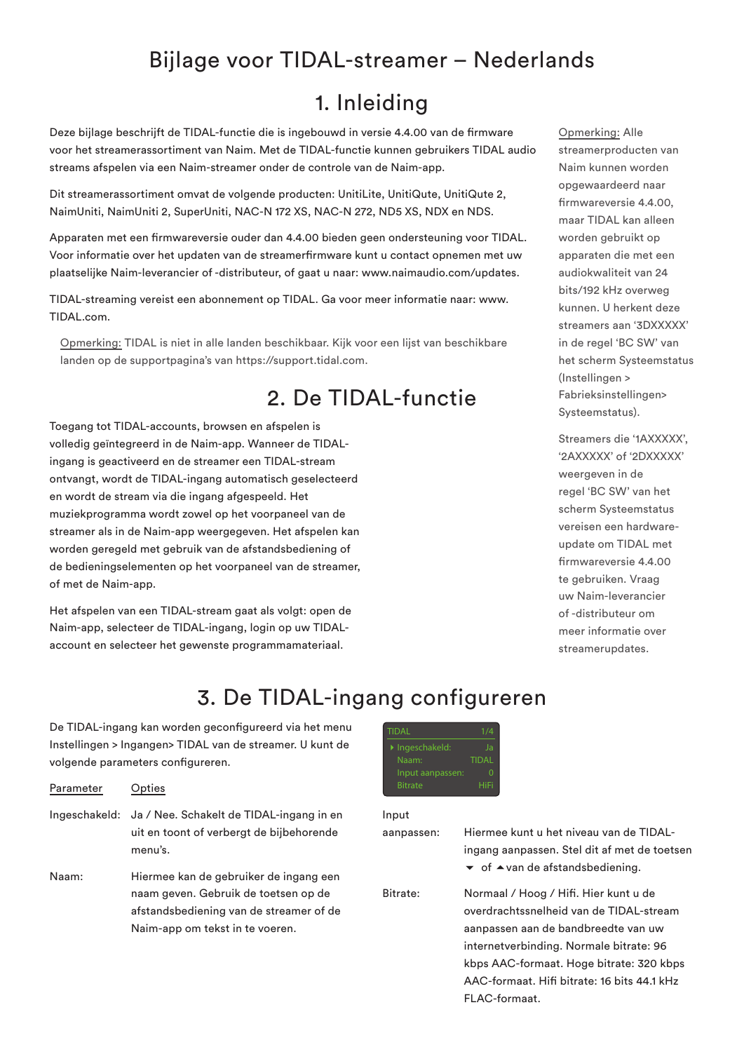# Bijlage voor TIDAL-streamer – Nederlands

## 1. Inleiding

Deze bijlage beschrijft de TIDAL-functie die is ingebouwd in versie 4.4.00 van de firmware voor het streamerassortiment van Naim. Met de TIDAL-functie kunnen gebruikers TIDAL audio streams afspelen via een Naim-streamer onder de controle van de Naim-app.

Dit streamerassortiment omvat de volgende producten: UnitiLite, UnitiQute, UnitiQute 2, NaimUniti, NaimUniti 2, SuperUniti, NAC-N 172 XS, NAC-N 272, ND5 XS, NDX en NDS.

Apparaten met een firmwareversie ouder dan 4.4.00 bieden geen ondersteuning voor TIDAL. Voor informatie over het updaten van de streamerfirmware kunt u contact opnemen met uw plaatselijke Naim-leverancier of -distributeur, of gaat u naar: www.naimaudio.com/updates.

TIDAL-streaming vereist een abonnement op TIDAL. Ga voor meer informatie naar: www.TIDAL.com.

Opmerking: TIDAL is niet in alle landen beschikbaar. Kijk voor een lijst van beschikbare landen op de supportpagina's van https://support.tidal.com.

Opmerking: Alle streamerproducten van Naim kunnen worden opgewaardeerd naar firmwareversie 4.4.00, maar TIDAL kan alleen worden gebruikt op apparaten die met een audiokwaliteit van 24 bits/192 kHz overweg kunnen. U herkent deze streamers aan '3DXXXXX' in de regel 'BC SW' van het scherm Systeemstatus (Instellingen > Fabrieksinstellingen> Systeemstatus).

Streamers die '1AXXXXX', '2AXXXXX' of '2DXXXXX' weergeven in de regel 'BC SW' van het scherm Systeemstatus vereisen een hardware-update om TIDAL met firmwareversie 4.4.00 te gebruiken. Vraag uw Naim-leverancier of -distributeur om meer informatie over streamerupdates.

## 2. De TIDAL-functie

Toegang tot TIDAL-accounts, browsen en afspelen is volledig geïntegreerd in de Naim-app. Wanneer de TIDAL-ingang is geactiveerd en de streamer een TIDAL-stream ontvangt, wordt de TIDAL-ingang automatisch geselecteerd en wordt de stream via die ingang afgespeeld. Het muziekprogramma wordt zowel op het voorpaneel van de streamer als in de Naim-app weergegeven. Het afspelen kan worden geregeld met gebruik van de afstandsbediening of de bedieningselementen op het voorpaneel van de streamer, of met de Naim-app.

Het afspelen van een TIDAL-stream gaat als volgt: open de Naim-app, selecteer de TIDAL-ingang, login op uw TIDAL-account en selecteer het gewenste programmamateriaal.

## 3. De TIDAL-ingang configureren

De TIDAL-ingang kan worden geconfigureerd via het menu Instellingen > Ingangen> TIDAL van de streamer. U kunt de volgende parameters configureren.

| TIDAL | 1/4 |
|---|---|
| ▸ Ingeschakeld: | Ja |
| Naam: | TIDAL |
| Input aanpassen: | 0 |
| Bitrate | HiFi |

| Parameter | Opties |
|---|---|
| Ingeschakeld: | Ja / Nee. Schakelt de TIDAL-ingang in en uit en toont of verbergt de bijbehorende menu's. |
| Naam: | Hiermee kan de gebruiker de ingang een naam geven. Gebruik de toetsen op de afstandsbediening van de streamer of de Naim-app om tekst in te voeren. |
| Input aanpassen: | Hiermee kunt u het niveau van de TIDAL-ingang aanpassen. Stel dit af met de toetsen ▼ of ▲ van de afstandsbediening. |
| Bitrate: | Normaal / Hoog / Hifi. Hier kunt u de overdrachtssnelheid van de TIDAL-stream aanpassen aan de bandbreedte van uw internetverbinding. Normale bitrate: 96 kbps AAC-formaat. Hoge bitrate: 320 kbps AAC-formaat. Hifi bitrate: 16 bits 44.1 kHz FLAC-formaat. |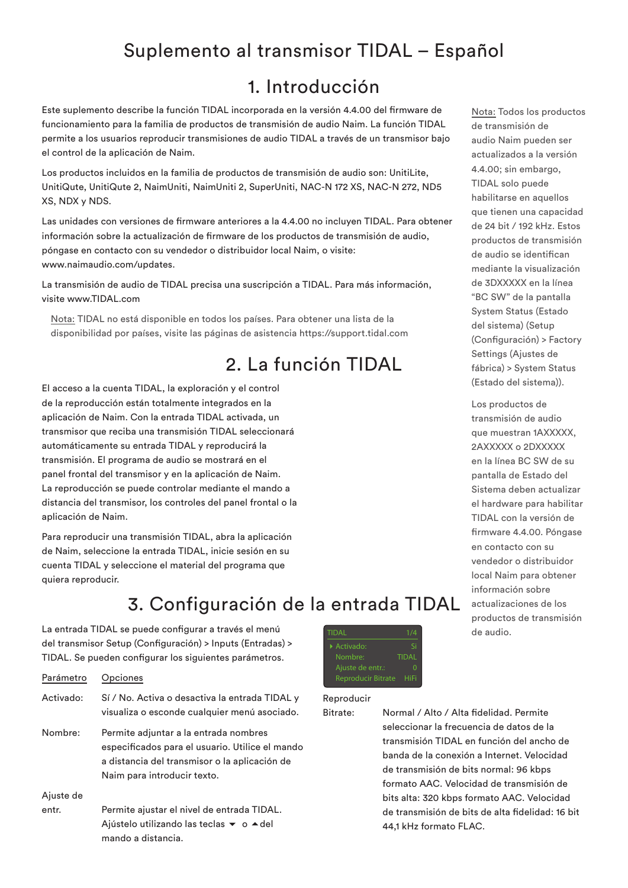# Suplemento al transmisor TIDAL – Español

## 1. Introducción

Este suplemento describe la función TIDAL incorporada en la versión 4.4.00 del firmware de funcionamiento para la familia de productos de transmisión de audio Naim. La función TIDAL permite a los usuarios reproducir transmisiones de audio TIDAL a través de un transmisor bajo el control de la aplicación de Naim.

Los productos incluidos en la familia de productos de transmisión de audio son: UnitiLite, UnitiQute, UnitiQute 2, NaimUniti, NaimUniti 2, SuperUniti, NAC-N 172 XS, NAC-N 272, ND5 XS, NDX y NDS.

Las unidades con versiones de firmware anteriores a la 4.4.00 no incluyen TIDAL. Para obtener información sobre la actualización de firmware de los productos de transmisión de audio, póngase en contacto con su vendedor o distribuidor local Naim, o visite: www.naimaudio.com/updates.

La transmisión de audio de TIDAL precisa una suscripción a TIDAL. Para más información, visite www.TIDAL.com

Nota: TIDAL no está disponible en todos los países. Para obtener una lista de la disponibilidad por países, visite las páginas de asistencia https://support.tidal.com

Nota: Todos los productos de transmisión de audio Naim pueden ser actualizados a la versión 4.4.00; sin embargo, TIDAL solo puede habilitarse en aquellos que tienen una capacidad de 24 bit / 192 kHz. Estos productos de transmisión de audio se identifican mediante la visualización de 3DXXXXX en la línea "BC SW" de la pantalla System Status (Estado del sistema) (Setup (Configuración) > Factory Settings (Ajustes de fábrica) > System Status (Estado del sistema)).

Los productos de transmisión de audio que muestran 1AXXXXX, 2AXXXXX o 2DXXXXX en la línea BC SW de su pantalla de Estado del Sistema deben actualizar el hardware para habilitar TIDAL con la versión de firmware 4.4.00. Póngase en contacto con su vendedor o distribuidor local Naim para obtener información sobre actualizaciones de los productos de transmisión de audio.

## 2. La función TIDAL

El acceso a la cuenta TIDAL, la exploración y el control de la reproducción están totalmente integrados en la aplicación de Naim. Con la entrada TIDAL activada, un transmisor que reciba una transmisión TIDAL seleccionará automáticamente su entrada TIDAL y reproducirá la transmisión. El programa de audio se mostrará en el panel frontal del transmisor y en la aplicación de Naim. La reproducción se puede controlar mediante el mando a distancia del transmisor, los controles del panel frontal o la aplicación de Naim.

Para reproducir una transmisión TIDAL, abra la aplicación de Naim, seleccione la entrada TIDAL, inicie sesión en su cuenta TIDAL y seleccione el material del programa que quiera reproducir.

## 3. Configuración de la entrada TIDAL

La entrada TIDAL se puede configurar a través el menú del transmisor Setup (Configuración) > Inputs (Entradas) > TIDAL. Se pueden configurar los siguientes parámetros.

| TIDAL | 1/4 |
|---|---|
| ▸ Activado: | Sí |
| Nombre: | TIDAL |
| Ajuste de entr.: | 0 |
| Reproducir Bitrate | HiFi |

| Parámetro | Opciones |
|---|---|
| Activado: | Sí / No. Activa o desactiva la entrada TIDAL y visualiza o esconde cualquier menú asociado. |
| Nombre: | Permite adjuntar a la entrada nombres especificados para el usuario. Utilice el mando a distancia del transmisor o la aplicación de Naim para introducir texto. |
| Ajuste de entr. | Permite ajustar el nivel de entrada TIDAL. Ajústelo utilizando las teclas ▼ o ▲ del mando a distancia. |
| Reproducir Bitrate: | Normal / Alto / Alta fidelidad. Permite seleccionar la frecuencia de datos de la transmisión TIDAL en función del ancho de banda de la conexión a Internet. Velocidad de transmisión de bits normal: 96 kbps formato AAC. Velocidad de transmisión de bits alta: 320 kbps formato AAC. Velocidad de transmisión de bits de alta fidelidad: 16 bit 44,1 kHz formato FLAC. |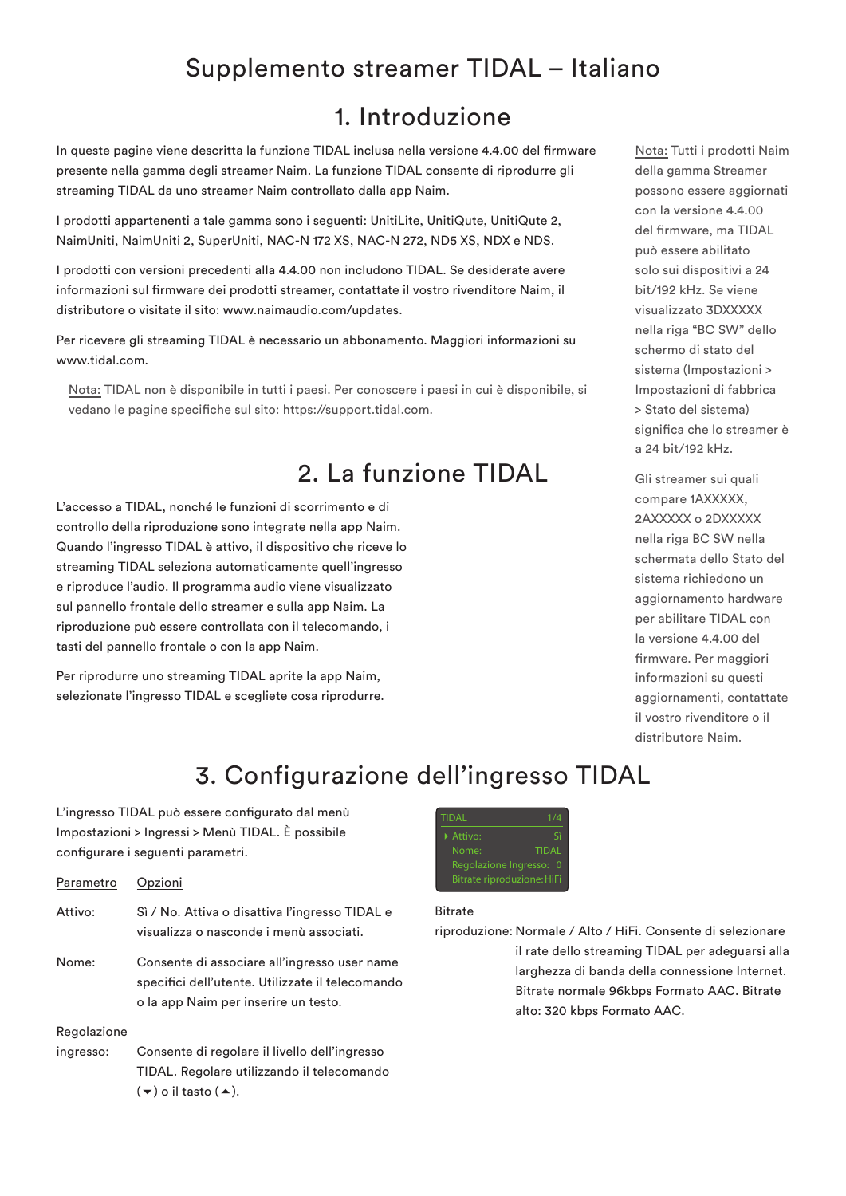# Supplemento streamer TIDAL – Italiano

## 1. Introduzione

In queste pagine viene descritta la funzione TIDAL inclusa nella versione 4.4.00 del firmware presente nella gamma degli streamer Naim. La funzione TIDAL consente di riprodurre gli streaming TIDAL da uno streamer Naim controllato dalla app Naim.

I prodotti appartenenti a tale gamma sono i seguenti: UnitiLite, UnitiQute, UnitiQute 2, NaimUniti, NaimUniti 2, SuperUniti, NAC-N 172 XS, NAC-N 272, ND5 XS, NDX e NDS.

I prodotti con versioni precedenti alla 4.4.00 non includono TIDAL. Se desiderate avere informazioni sul firmware dei prodotti streamer, contattate il vostro rivenditore Naim, il distributore o visitate il sito: www.naimaudio.com/updates.

Per ricevere gli streaming TIDAL è necessario un abbonamento. Maggiori informazioni su www.tidal.com.

Nota: TIDAL non è disponibile in tutti i paesi. Per conoscere i paesi in cui è disponibile, si vedano le pagine specifiche sul sito: https://support.tidal.com.

Nota: Tutti i prodotti Naim della gamma Streamer possono essere aggiornati con la versione 4.4.00 del firmware, ma TIDAL può essere abilitato solo sui dispositivi a 24 bit/192 kHz. Se viene visualizzato 3DXXXXX nella riga "BC SW" dello schermo di stato del sistema (Impostazioni > Impostazioni di fabbrica > Stato del sistema) significa che lo streamer è a 24 bit/192 kHz.

Gli streamer sui quali compare 1AXXXXX, 2AXXXXX o 2DXXXXX nella riga BC SW nella schermata dello Stato del sistema richiedono un aggiornamento hardware per abilitare TIDAL con la versione 4.4.00 del firmware. Per maggiori informazioni su questi aggiornamenti, contattate il vostro rivenditore o il distributore Naim.

## 2. La funzione TIDAL

L'accesso a TIDAL, nonché le funzioni di scorrimento e di controllo della riproduzione sono integrate nella app Naim. Quando l'ingresso TIDAL è attivo, il dispositivo che riceve lo streaming TIDAL seleziona automaticamente quell'ingresso e riproduce l'audio. Il programma audio viene visualizzato sul pannello frontale dello streamer e sulla app Naim. La riproduzione può essere controllata con il telecomando, i tasti del pannello frontale o con la app Naim.

Per riprodurre uno streaming TIDAL aprite la app Naim, selezionate l'ingresso TIDAL e scegliete cosa riprodurre.

## 3. Configurazione dell'ingresso TIDAL

L'ingresso TIDAL può essere configurato dal menù Impostazioni > Ingressi > Menù TIDAL. È possibile configurare i seguenti parametri.

| TIDAL | 1/4 |
|---|---|
| ‣ Attivo: | Sì |
| Nome: | TIDAL |
| Regolazione Ingresso: | 0 |
| Bitrate riproduzione: | HiFi |

| Parametro | Opzioni |
|---|---|
| Attivo: | Sì / No. Attiva o disattiva l'ingresso TIDAL e visualizza o nasconde i menù associati. |
| Nome: | Consente di associare all'ingresso user name specifici dell'utente. Utilizzate il telecomando o la app Naim per inserire un testo. |
| Regolazione ingresso: | Consente di regolare il livello dell'ingresso TIDAL. Regolare utilizzando il telecomando (▼) o il tasto (▲). |
| Bitrate riproduzione: | Normale / Alto / HiFi. Consente di selezionare il rate dello streaming TIDAL per adeguarsi alla larghezza di banda della connessione Internet. Bitrate normale 96kbps Formato AAC. Bitrate alto: 320 kbps Formato AAC. |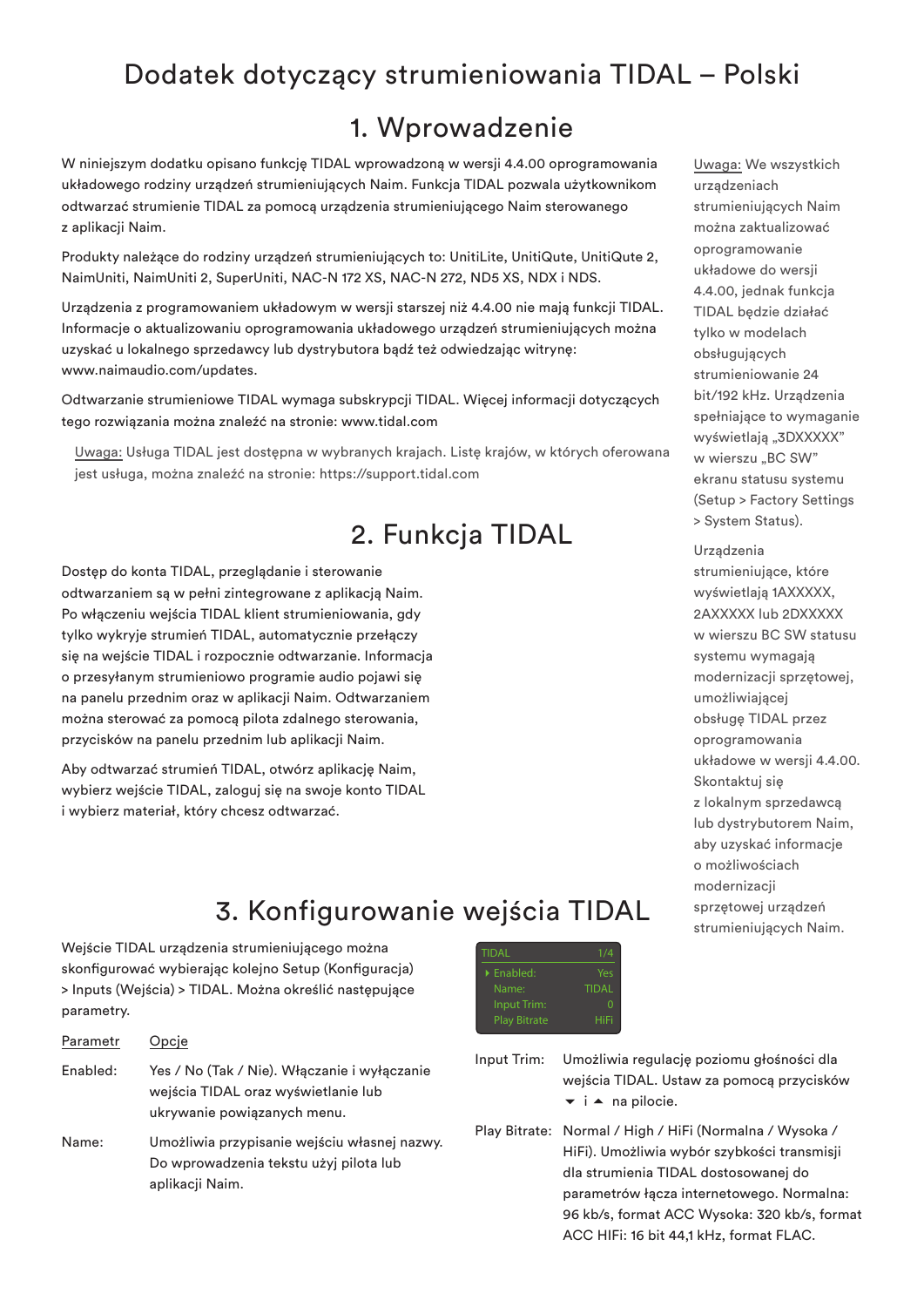# Dodatek dotyczący strumieniowania TIDAL – Polski

## 1. Wprowadzenie

W niniejszym dodatku opisano funkcję TIDAL wprowadzoną w wersji 4.4.00 oprogramowania układowego rodziny urządzeń strumieniujących Naim. Funkcja TIDAL pozwala użytkownikom odtwarzać strumienie TIDAL za pomocą urządzenia strumieniującego Naim sterowanego z aplikacji Naim.

Produkty należące do rodziny urządzeń strumieniujących to: UnitiLite, UnitiQute, UnitiQute 2, NaimUniti, NaimUniti 2, SuperUniti, NAC-N 172 XS, NAC-N 272, ND5 XS, NDX i NDS.

Urządzenia z programowaniem układowym w wersji starszej niż 4.4.00 nie mają funkcji TIDAL. Informacje o aktualizowaniu oprogramowania układowego urządzeń strumieniujących można uzyskać u lokalnego sprzedawcy lub dystrybutora bądź też odwiedzając witrynę: www.naimaudio.com/updates.

Odtwarzanie strumieniowe TIDAL wymaga subskrypcji TIDAL. Więcej informacji dotyczących tego rozwiązania można znaleźć na stronie: www.tidal.com

Uwaga: Usługa TIDAL jest dostępna w wybranych krajach. Listę krajów, w których oferowana jest usługa, można znaleźć na stronie: https://support.tidal.com

Uwaga: We wszystkich urządzeniach strumieniujących Naim można zaktualizować oprogramowanie układowe do wersji 4.4.00, jednak funkcja TIDAL będzie działać tylko w modelach obsługujących strumieniowanie 24 bit/192 kHz. Urządzenia spełniające to wymaganie wyświetlają „3DXXXXX" w wierszu „BC SW" ekranu statusu systemu (Setup > Factory Settings > System Status).

Urządzenia strumieniujące, które wyświetlają 1AXXXXX, 2AXXXXX lub 2DXXXXX w wierszu BC SW statusu systemu wymagają modernizacji sprzętowej, umożliwiającej obsługę TIDAL przez oprogramowania układowe w wersji 4.4.00. Skontaktuj się z lokalnym sprzedawcą lub dystrybutorem Naim, aby uzyskać informacje o możliwościach modernizacji sprzętowej urządzeń strumieniujących Naim.

## 2. Funkcja TIDAL

Dostęp do konta TIDAL, przeglądanie i sterowanie odtwarzaniem są w pełni zintegrowane z aplikacją Naim. Po włączeniu wejścia TIDAL klient strumieniowania, gdy tylko wykryje strumień TIDAL, automatycznie przełączy się na wejście TIDAL i rozpocznie odtwarzanie. Informacja o przesyłanym strumieniowo programie audio pojawi się na panelu przednim oraz w aplikacji Naim. Odtwarzaniem można sterować za pomocą pilota zdalnego sterowania, przycisków na panelu przednim lub aplikacji Naim.

Aby odtwarzać strumień TIDAL, otwórz aplikację Naim, wybierz wejście TIDAL, zaloguj się na swoje konto TIDAL i wybierz materiał, który chcesz odtwarzać.

## 3. Konfigurowanie wejścia TIDAL

Wejście TIDAL urządzenia strumieniującego można skonfigurować wybierając kolejno Setup (Konfiguracja) > Inputs (Wejścia) > TIDAL. Można określić następujące parametry.

```
TIDAL              1/4
▸ Enabled:         Yes
  Name:          TIDAL
  Input Trim:        0
  Play Bitrate:   HiFi
```

| Parametr | Opcje |
|---|---|
| Enabled: | Yes / No (Tak / Nie). Włączanie i wyłączanie wejścia TIDAL oraz wyświetlanie lub ukrywanie powiązanych menu. |
| Name: | Umożliwia przypisanie wejściu własnej nazwy. Do wprowadzenia tekstu użyj pilota lub aplikacji Naim. |
| Input Trim: | Umożliwia regulację poziomu głośności dla wejścia TIDAL. Ustaw za pomocą przycisków ▼ i ▲ na pilocie. |
| Play Bitrate: | Normal / High / HiFi (Normalna / Wysoka / HiFi). Umożliwia wybór szybkości transmisji dla strumienia TIDAL dostosowanej do parametrów łącza internetowego. Normalna: 96 kb/s, format ACC Wysoka: 320 kb/s, format ACC HiFi: 16 bit 44,1 kHz, format FLAC. |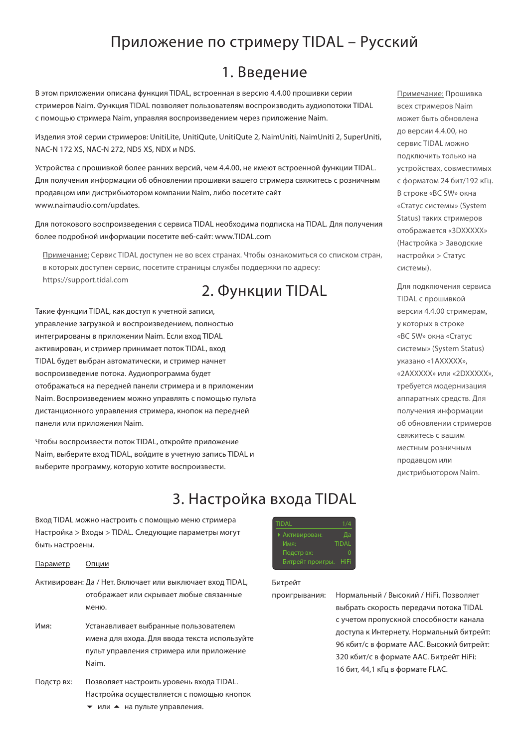# Приложение по стримеру TIDAL – Русский

## 1. Введение

В этом приложении описана функция TIDAL, встроенная в версию 4.4.00 прошивки серии стримеров Naim. Функция TIDAL позволяет пользователям воспроизводить аудиопотоки TIDAL с помощью стримера Naim, управляя воспроизведением через приложение Naim.

Изделия этой серии стримеров: UnitiLite, UnitiQute, UnitiQute 2, NaimUniti, NaimUniti 2, SuperUniti, NAC-N 172 XS, NAC-N 272, ND5 XS, NDX и NDS.

Устройства с прошивкой более ранних версий, чем 4.4.00, не имеют встроенной функции TIDAL. Для получения информации об обновлении прошивки вашего стримера свяжитесь с розничным продавцом или дистрибьютором компании Naim, либо посетите сайт www.naimaudio.com/updates.

Для потокового воспроизведения с сервиса TIDAL необходима подписка на TIDAL. Для получения более подробной информации посетите веб-сайт: www.TIDAL.com

Примечание: Сервис TIDAL доступен не во всех странах. Чтобы ознакомиться со списком стран, в которых доступен сервис, посетите страницы службы поддержки по адресу: https://support.tidal.com

Примечание: Прошивка всех стримеров Naim может быть обновлена до версии 4.4.00, но сервис TIDAL можно подключить только на устройствах, совместимых с форматом 24 бит/192 кГц. В строке «BC SW» окна «Статус системы» (System Status) таких стримеров отображается «3DXXXXX» (Настройка > Заводские настройки > Статус системы).

Для подключения сервиса TIDAL с прошивкой версии 4.4.00 стримерам, у которых в строке «BC SW» окна «Статус системы» (System Status) указано «1AXXXXX», «2AXXXXX» или «2DXXXXX», требуется модернизация аппаратных средств. Для получения информации об обновлении стримеров свяжитесь с вашим местным розничным продавцом или дистрибьютором Naim.

## 2. Функции TIDAL

Такие функции TIDAL, как доступ к учетной записи, управление загрузкой и воспроизведением, полностью интегрированы в приложении Naim. Если вход TIDAL активирован, и стример принимает поток TIDAL, вход TIDAL будет выбран автоматически, и стример начнет воспроизведение потока. Аудиопрограмма будет отображаться на передней панели стримера и в приложении Naim. Воспроизведением можно управлять с помощью пульта дистанционного управления стримера, кнопок на передней панели или приложения Naim.

Чтобы воспроизвести поток TIDAL, откройте приложение Naim, выберите вход TIDAL, войдите в учетную запись TIDAL и выберите программу, которую хотите воспроизвести.

## 3. Настройка входа TIDAL

Вход TIDAL можно настроить с помощью меню стримера Настройка > Входы > TIDAL. Следующие параметры могут быть настроены.

| TIDAL | 1/4 |
|---|---|
| ▸ Активирован: | Да |
| Имя: | TIDAL |
| Подстр вх: | 0 |
| Битрейт проигры. | HiFi |

| Параметр | Опции |
|---|---|
| Активирован: | Да / Нет. Включает или выключает вход TIDAL, отображает или скрывает любые связанные меню. |
| Имя: | Устанавливает выбранные пользователем имена для входа. Для ввода текста используйте пульт управления стримера или приложение Naim. |
| Подстр вх: | Позволяет настроить уровень входа TIDAL. Настройка осуществляется с помощью кнопок ▼ или ▲ на пульте управления. |
| Битрейт проигрывания: | Нормальный / Высокий / HiFi. Позволяет выбрать скорость передачи потока TIDAL с учетом пропускной способности канала доступа к Интернету. Нормальный битрейт: 96 кбит/с в формате AAC. Высокий битрейт: 320 кбит/с в формате AAC. Битрейт HiFi: 16 бит, 44,1 кГц в формате FLAC. |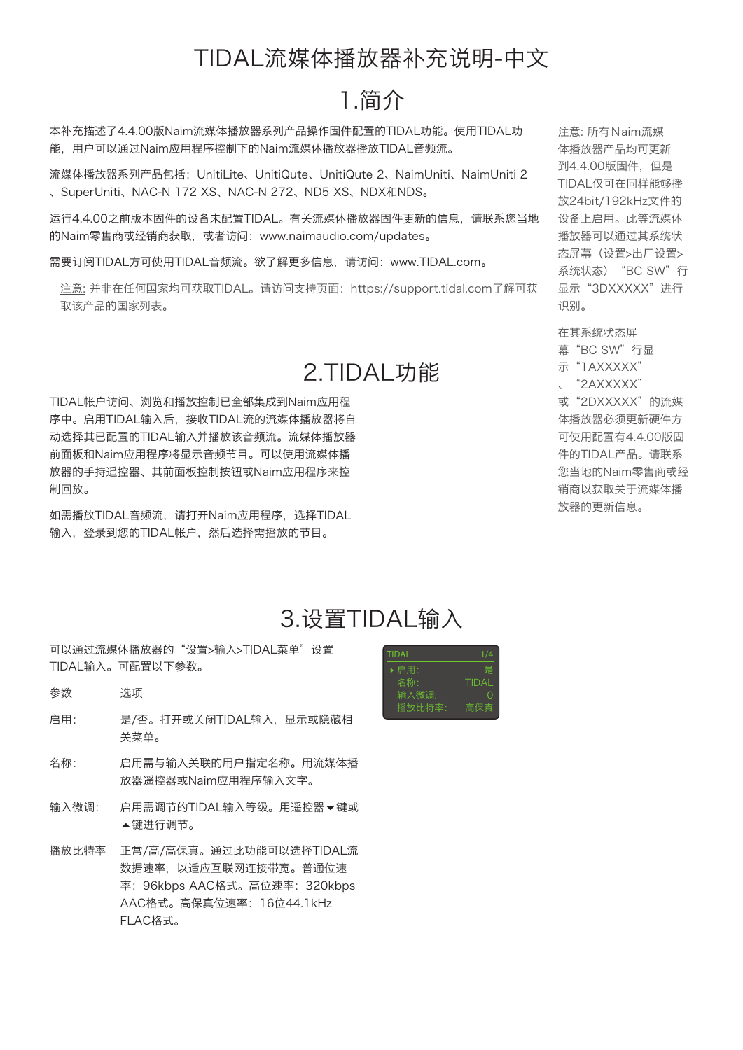# TIDAL流媒体播放器补充说明-中文

## 1.简介

本补充描述了4.4.00版Naim流媒体播放器系列产品操作固件配置的TIDAL功能。使用TIDAL功能，用户可以通过Naim应用程序控制下的Naim流媒体播放器播放TIDAL音频流。

流媒体播放器系列产品包括：UnitiLite、UnitiQute、UnitiQute 2、NaimUniti、NaimUniti 2、SuperUniti、NAC-N 172 XS、NAC-N 272、ND5 XS、NDX和NDS。

运行4.4.00之前版本固件的设备未配置TIDAL。有关流媒体播放器固件更新的信息，请联系您当地的Naim零售商或经销商获取，或者访问：www.naimaudio.com/updates。

需要订阅TIDAL方可使用TIDAL音频流。欲了解更多信息，请访问：www.TIDAL.com。

注意: 并非在任何国家均可获取TIDAL。请访问支持页面：https://support.tidal.com了解可获取该产品的国家列表。

注意: 所有Naim流媒体播放器产品均可更新到4.4.00版固件，但是TIDAL仅可在同样能够播放24bit/192kHz文件的设备上启用。此等流媒体播放器可以通过其系统状态屏幕（设置>出厂设置>系统状态）"BC SW"行显示"3DXXXXX"进行识别。

在其系统状态屏幕"BC SW"行显示"1AXXXXX"、"2AXXXXX"或"2DXXXXX"的流媒体播放器必须更新硬件方可使用配置有4.4.00版固件的TIDAL产品。请联系您当地的Naim零售商或经销商以获取关于流媒体播放器的更新信息。

## 2.TIDAL功能

TIDAL帐户访问、浏览和播放控制已全部集成到Naim应用程序中。启用TIDAL输入后，接收TIDAL流的流媒体播放器将自动选择其已配置的TIDAL输入并播放该音频流。流媒体播放器前面板和Naim应用程序将显示音频节目。可以使用流媒体播放器的手持遥控器、其前面板控制按钮或Naim应用程序来控制回放。

如需播放TIDAL音频流，请打开Naim应用程序，选择TIDAL输入，登录到您的TIDAL帐户，然后选择需播放的节目。

## 3.设置TIDAL输入

可以通过流媒体播放器的"设置>输入>TIDAL菜单"设置TIDAL输入。可配置以下参数。

| TIDAL | 1/4 |
|---|---|
| ▸ 启用: | 是 |
| 名称: | TIDAL |
| 输入微调: | 0 |
| 播放比特率: | 高保真 |

| 参数 | 选项 |
|---|---|
| 启用: | 是/否。打开或关闭TIDAL输入，显示或隐藏相关菜单。 |
| 名称: | 启用需与输入关联的用户指定名称。用流媒体播放器遥控器或Naim应用程序输入文字。 |
| 输入微调: | 启用需调节的TIDAL输入等级。用遥控器▾键或▴键进行调节。 |
| 播放比特率 | 正常/高/高保真。通过此功能可以选择TIDAL流数据速率，以适应互联网连接带宽。普通位速率：96kbps AAC格式。高位速率：320kbps AAC格式。高保真位速率：16位44.1kHz FLAC格式。 |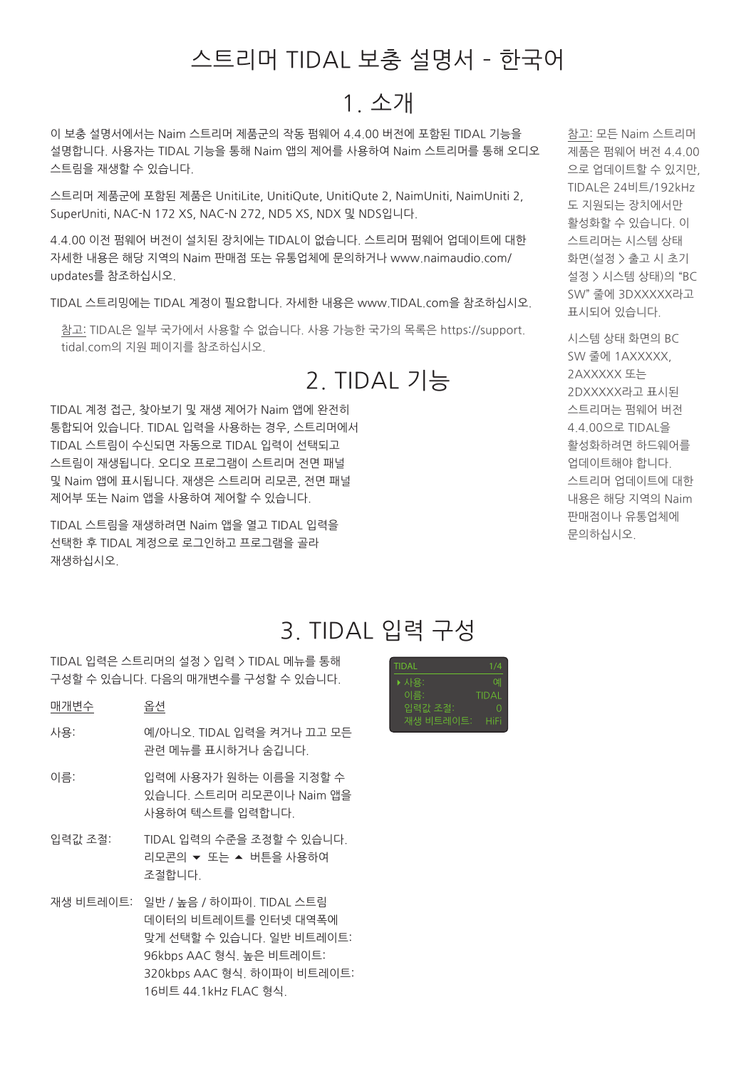# 스트리머 TIDAL 보충 설명서 - 한국어

## 1. 소개

이 보충 설명서에서는 Naim 스트리머 제품군의 작동 펌웨어 4.4.00 버전에 포함된 TIDAL 기능을 설명합니다. 사용자는 TIDAL 기능을 통해 Naim 앱의 제어를 사용하여 Naim 스트리머를 통해 오디오 스트림을 재생할 수 있습니다.

스트리머 제품군에 포함된 제품은 UnitiLite, UnitiQute, UnitiQute 2, NaimUniti, NaimUniti 2, SuperUniti, NAC-N 172 XS, NAC-N 272, ND5 XS, NDX 및 NDS입니다.

4.4.00 이전 펌웨어 버전이 설치된 장치에는 TIDAL이 없습니다. 스트리머 펌웨어 업데이트에 대한 자세한 내용은 해당 지역의 Naim 판매점 또는 유통업체에 문의하거나 www.naimaudio.com/updates를 참조하십시오.

TIDAL 스트리밍에는 TIDAL 계정이 필요합니다. 자세한 내용은 www.TIDAL.com을 참조하십시오.

참고: TIDAL은 일부 국가에서 사용할 수 없습니다. 사용 가능한 국가의 목록은 https://support.tidal.com의 지원 페이지를 참조하십시오.

참고: 모든 Naim 스트리머 제품은 펌웨어 버전 4.4.00으로 업데이트할 수 있지만, TIDAL은 24비트/192kHz도 지원되는 장치에서만 활성화할 수 있습니다. 이 스트리머는 시스템 상태 화면(설정 > 출고 시 초기 설정 > 시스템 상태)의 "BC SW" 줄에 3DXXXXX라고 표시되어 있습니다.

시스템 상태 화면의 BC SW 줄에 1AXXXXX, 2AXXXXX 또는 2DXXXXX라고 표시된 스트리머는 펌웨어 버전 4.4.00으로 TIDAL을 활성화하려면 하드웨어를 업데이트해야 합니다. 스트리머 업데이트에 대한 내용은 해당 지역의 Naim 판매점이나 유통업체에 문의하십시오.

## 2. TIDAL 기능

TIDAL 계정 접근, 찾아보기 및 재생 제어가 Naim 앱에 완전히 통합되어 있습니다. TIDAL 입력을 사용하는 경우, 스트리머에서 TIDAL 스트림이 수신되면 자동으로 TIDAL 입력이 선택되고 스트림이 재생됩니다. 오디오 프로그램이 스트리머 전면 패널 및 Naim 앱에 표시됩니다. 재생은 스트리머 리모콘, 전면 패널 제어부 또는 Naim 앱을 사용하여 제어할 수 있습니다.

TIDAL 스트림을 재생하려면 Naim 앱을 열고 TIDAL 입력을 선택한 후 TIDAL 계정으로 로그인하고 프로그램을 골라 재생하십시오.

## 3. TIDAL 입력 구성

TIDAL 입력은 스트리머의 설정 > 입력 > TIDAL 메뉴를 통해 구성할 수 있습니다. 다음의 매개변수를 구성할 수 있습니다.

| TIDAL | 1/4 |
|---|---|
| ▸ 사용: | 예 |
| 이름: | TIDAL |
| 입력값 조절: | 0 |
| 재생 비트레이트: | HiFi |

| 매개변수 | 옵션 |
|---|---|
| 사용: | 예/아니오. TIDAL 입력을 켜거나 끄고 모든 관련 메뉴를 표시하거나 숨깁니다. |
| 이름: | 입력에 사용자가 원하는 이름을 지정할 수 있습니다. 스트리머 리모콘이나 Naim 앱을 사용하여 텍스트를 입력합니다. |
| 입력값 조절: | TIDAL 입력의 수준을 조정할 수 있습니다. 리모콘의 ▼ 또는 ▲ 버튼을 사용하여 조절합니다. |
| 재생 비트레이트: | 일반 / 높음 / 하이파이. TIDAL 스트림 데이터의 비트레이트를 인터넷 대역폭에 맞게 선택할 수 있습니다. 일반 비트레이트: 96kbps AAC 형식. 높은 비트레이트: 320kbps AAC 형식. 하이파이 비트레이트: 16비트 44.1kHz FLAC 형식. |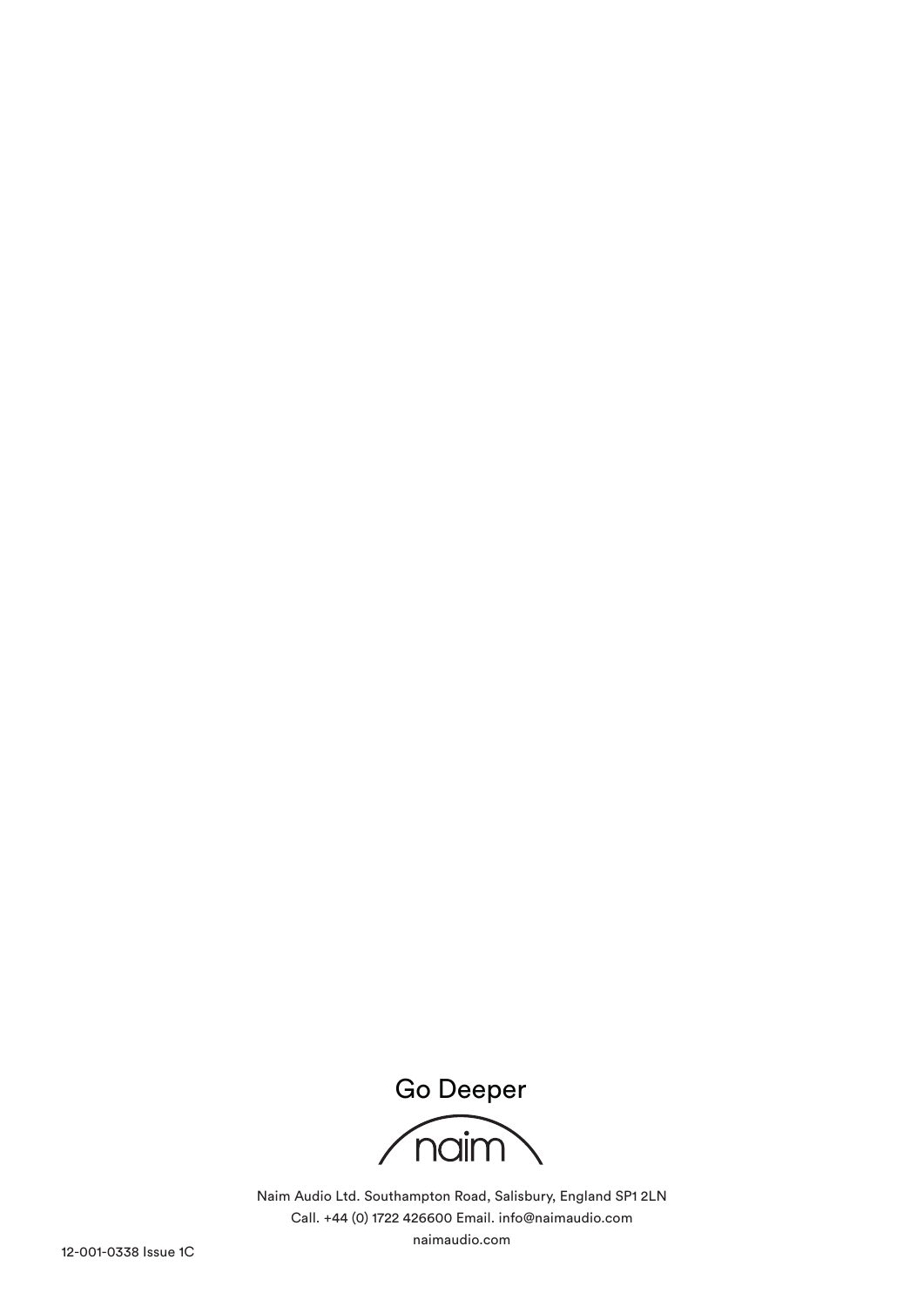Go Deeper

naim

Naim Audio Ltd. Southampton Road, Salisbury, England SP1 2LN
Call. +44 (0) 1722 426600 Email. info@naimaudio.com
naimaudio.com

12-001-0338 Issue 1C